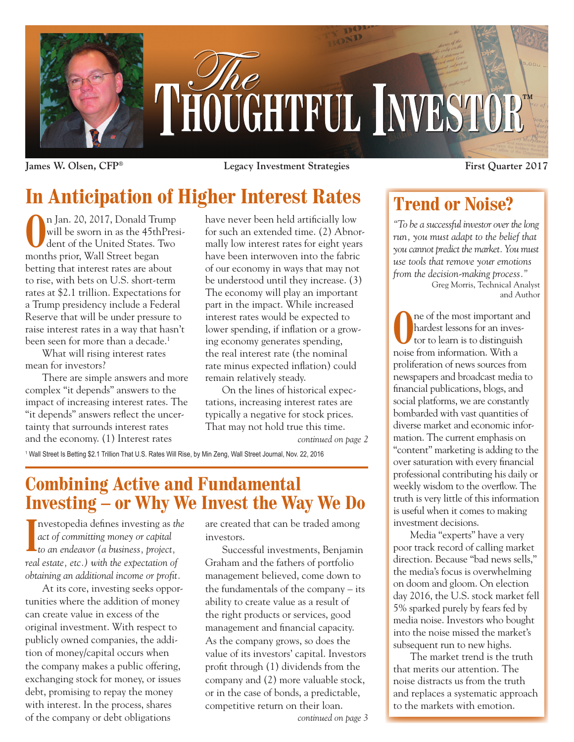# The Thoughtful Investor™

**James W. Olsen, CFP®** | **Legacy Investment Strategies** | **First Quarter 2017**

## In Anticipation of Higher Interest Rates

On Jan. 20, 2017, Donald Trump will be sworn in as the 45thPresident of the United States. Two months prior, Wall Street began betting that interest rates are about to rise, with bets on U.S. short-term rates at $2.1 trillion. Expectations for a Trump presidency include a Federal Reserve that will be under pressure to raise interest rates in a way that hasn't been seen for more than a decade.[1]

What will rising interest rates mean for investors?

There are simple answers and more complex "it depends" answers to the impact of increasing interest rates. The "it depends" answers reflect the uncertainty that surrounds interest rates and the economy. (1) Interest rates have never been held artificially low for such an extended time. (2) Abnormally low interest rates for eight years have been interwoven into the fabric of our economy in ways that may not be understood until they increase. (3) The economy will play an important part in the impact. While increased interest rates would be expected to lower spending, if inflation or a growing economy generates spending, the real interest rate (the nominal rate minus expected inflation) could remain relatively steady.

On the lines of historical expectations, increasing interest rates are typically a negative for stock prices. That may not hold true this time.

*continued on page 2*

[1] Wall Street Is Betting $2.1 Trillion That U.S. Rates Will Rise, by Min Zeng, Wall Street Journal, Nov. 22, 2016

## Combining Active and Fundamental Investing – or Why We Invest the Way We Do

Investopedia defines investing as *the act of committing money or capital to an endeavor (a business, project, real estate, etc.) with the expectation of obtaining an additional income or profit.*

At its core, investing seeks opportunities where the addition of money can create value in excess of the original investment. With respect to publicly owned companies, the addition of money/capital occurs when the company makes a public offering, exchanging stock for money, or issues debt, promising to repay the money with interest. In the process, shares of the company or debt obligations are created that can be traded among investors.

Successful investments, Benjamin Graham and the fathers of portfolio management believed, come down to the fundamentals of the company – its ability to create value as a result of the right products or services, good management and financial capacity. As the company grows, so does the value of its investors' capital. Investors profit through (1) dividends from the company and (2) more valuable stock, or in the case of bonds, a predictable, competitive return on their loan.

*continued on page 3*

## Trend or Noise?

*"To be a successful investor over the long run, you must adapt to the belief that you cannot predict the market. You must use tools that remove your emotions from the decision-making process."*

Greg Morris, Technical Analyst and Author

One of the most important and hardest lessons for an investor to learn is to distinguish noise from information. With a proliferation of news sources from newspapers and broadcast media to financial publications, blogs, and social platforms, we are constantly bombarded with vast quantities of diverse market and economic information. The current emphasis on "content" marketing is adding to the over saturation with every financial professional contributing his daily or weekly wisdom to the overflow. The truth is very little of this information is useful when it comes to making investment decisions.

Media "experts" have a very poor track record of calling market direction. Because "bad news sells," the media's focus is overwhelming on doom and gloom. On election day 2016, the U.S. stock market fell 5% sparked purely by fears fed by media noise. Investors who bought into the noise missed the market's subsequent run to new highs.

The market trend is the truth that merits our attention. The noise distracts us from the truth and replaces a systematic approach to the markets with emotion.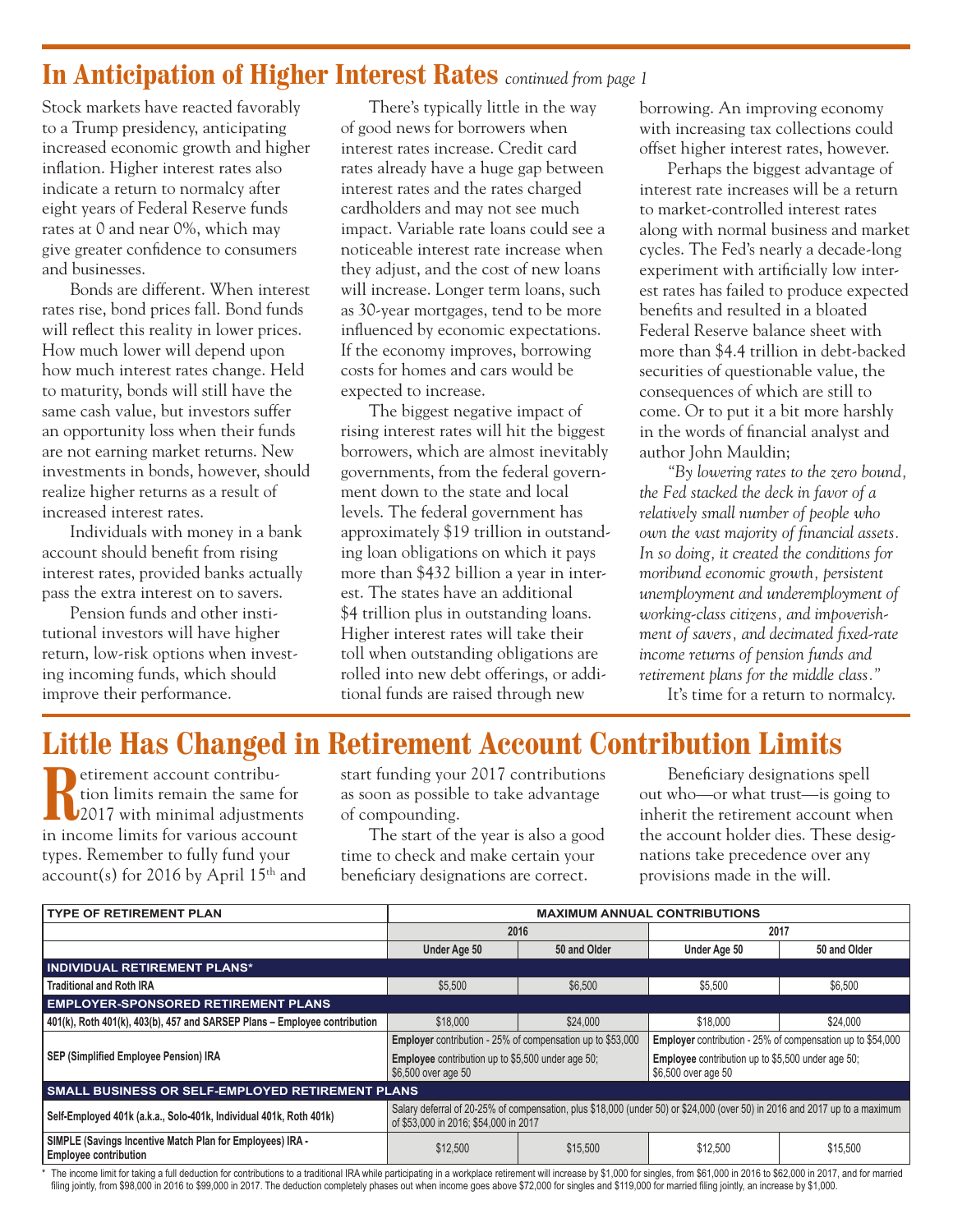## In Anticipation of Higher Interest Rates *continued from page 1*

Stock markets have reacted favorably to a Trump presidency, anticipating increased economic growth and higher inflation. Higher interest rates also indicate a return to normalcy after eight years of Federal Reserve funds rates at 0 and near 0%, which may give greater confidence to consumers and businesses.

Bonds are different. When interest rates rise, bond prices fall. Bond funds will reflect this reality in lower prices. How much lower will depend upon how much interest rates change. Held to maturity, bonds will still have the same cash value, but investors suffer an opportunity loss when their funds are not earning market returns. New investments in bonds, however, should realize higher returns as a result of increased interest rates.

Individuals with money in a bank account should benefit from rising interest rates, provided banks actually pass the extra interest on to savers.

Pension funds and other institutional investors will have higher return, low-risk options when investing incoming funds, which should improve their performance.

There's typically little in the way of good news for borrowers when interest rates increase. Credit card rates already have a huge gap between interest rates and the rates charged cardholders and may not see much impact. Variable rate loans could see a noticeable interest rate increase when they adjust, and the cost of new loans will increase. Longer term loans, such as 30-year mortgages, tend to be more influenced by economic expectations. If the economy improves, borrowing costs for homes and cars would be expected to increase.

The biggest negative impact of rising interest rates will hit the biggest borrowers, which are almost inevitably governments, from the federal government down to the state and local levels. The federal government has approximately $19 trillion in outstanding loan obligations on which it pays more than $432 billion a year in interest. The states have an additional $4 trillion plus in outstanding loans. Higher interest rates will take their toll when outstanding obligations are rolled into new debt offerings, or additional funds are raised through new borrowing. An improving economy with increasing tax collections could offset higher interest rates, however.

Perhaps the biggest advantage of interest rate increases will be a return to market-controlled interest rates along with normal business and market cycles. The Fed's nearly a decade-long experiment with artificially low interest rates has failed to produce expected benefits and resulted in a bloated Federal Reserve balance sheet with more than $4.4 trillion in debt-backed securities of questionable value, the consequences of which are still to come. Or to put it a bit more harshly in the words of financial analyst and author John Mauldin;

*"By lowering rates to the zero bound, the Fed stacked the deck in favor of a relatively small number of people who own the vast majority of financial assets. In so doing, it created the conditions for moribund economic growth, persistent unemployment and underemployment of working-class citizens, and impoverishment of savers, and decimated fixed-rate income returns of pension funds and retirement plans for the middle class."*

It's time for a return to normalcy.

## Little Has Changed in Retirement Account Contribution Limits

Retirement account contribution limits remain the same for 2017 with minimal adjustments in income limits for various account types. Remember to fully fund your account(s) for 2016 by April 15th and start funding your 2017 contributions as soon as possible to take advantage of compounding.

The start of the year is also a good time to check and make certain your beneficiary designations are correct.

Beneficiary designations spell out who—or what trust—is going to inherit the retirement account when the account holder dies. These designations take precedence over any provisions made in the will.

| TYPE OF RETIREMENT PLAN | MAXIMUM ANNUAL CONTRIBUTIONS | | | |
|---|---|---|---|---|
| | 2016 | | 2017 | |
| | Under Age 50 | 50 and Older | Under Age 50 | 50 and Older |
| **INDIVIDUAL RETIREMENT PLANS*** | | | | |
| Traditional and Roth IRA | $5,500 | $6,500 | $5,500 | $6,500 |
| **EMPLOYER-SPONSORED RETIREMENT PLANS** | | | | |
| 401(k), Roth 401(k), 403(b), 457 and SARSEP Plans – Employee contribution | $18,000 | $24,000 | $18,000 | $24,000 |
| SEP (Simplified Employee Pension) IRA | **Employer** contribution - 25% of compensation up to $53,000; **Employee** contribution up to $5,500 under age 50; $6,500 over age 50 | | **Employer** contribution - 25% of compensation up to $54,000; **Employee** contribution up to $5,500 under age 50; $6,500 over age 50 | |
| **SMALL BUSINESS OR SELF-EMPLOYED RETIREMENT PLANS** | | | | |
| Self-Employed 401k (a.k.a., Solo-401k, Individual 401k, Roth 401k) | Salary deferral of 20-25% of compensation, plus $18,000 (under 50) or $24,000 (over 50) in 2016 and 2017 up to a maximum of $53,000 in 2016; $54,000 in 2017 | | | |
| SIMPLE (Savings Incentive Match Plan for Employees) IRA - Employee contribution | $12,500 | $15,500 | $12,500 | $15,500 |

\* The income limit for taking a full deduction for contributions to a traditional IRA while participating in a workplace retirement will increase by $1,000 for singles, from $61,000 in 2016 to $62,000 in 2017, and for married filing jointly, from $98,000 in 2016 to $99,000 in 2017. The deduction completely phases out when income goes above $72,000 for singles and $119,000 for married filing jointly, an increase by $1,000.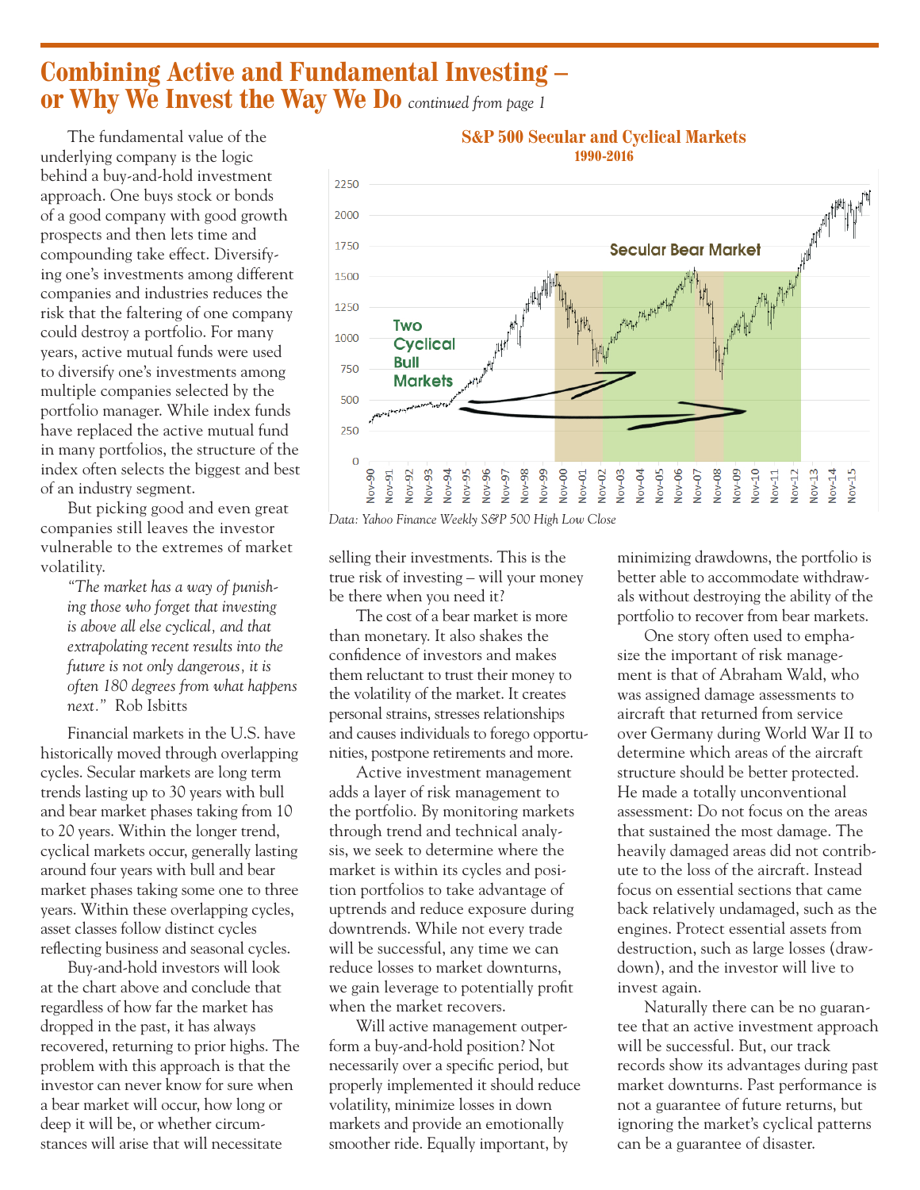# Combining Active and Fundamental Investing – or Why We Invest the Way We Do *continued from page 1*

The fundamental value of the underlying company is the logic behind a buy-and-hold investment approach. One buys stock or bonds of a good company with good growth prospects and then lets time and compounding take effect. Diversifying one's investments among different companies and industries reduces the risk that the faltering of one company could destroy a portfolio. For many years, active mutual funds were used to diversify one's investments among multiple companies selected by the portfolio manager. While index funds have replaced the active mutual fund in many portfolios, the structure of the index often selects the biggest and best of an industry segment.

But picking good and even great companies still leaves the investor vulnerable to the extremes of market volatility.

> *"The market has a way of punishing those who forget that investing is above all else cyclical, and that extrapolating recent results into the future is not only dangerous, it is often 180 degrees from what happens next."* Rob Isbitts

Financial markets in the U.S. have historically moved through overlapping cycles. Secular markets are long term trends lasting up to 30 years with bull and bear market phases taking from 10 to 20 years. Within the longer trend, cyclical markets occur, generally lasting around four years with bull and bear market phases taking some one to three years. Within these overlapping cycles, asset classes follow distinct cycles reflecting business and seasonal cycles.

**S&P 500 Secular and Cyclical Markets**
**1990-2016**

*Data: Yahoo Finance Weekly S&P 500 High Low Close*

Buy-and-hold investors will look at the chart above and conclude that regardless of how far the market has dropped in the past, it has always recovered, returning to prior highs. The problem with this approach is that the investor can never know for sure when a bear market will occur, how long or deep it will be, or whether circumstances will arise that will necessitate selling their investments. This is the true risk of investing – will your money be there when you need it?

The cost of a bear market is more than monetary. It also shakes the confidence of investors and makes them reluctant to trust their money to the volatility of the market. It creates personal strains, stresses relationships and causes individuals to forego opportunities, postpone retirements and more.

Active investment management adds a layer of risk management to the portfolio. By monitoring markets through trend and technical analysis, we seek to determine where the market is within its cycles and position portfolios to take advantage of uptrends and reduce exposure during downtrends. While not every trade will be successful, any time we can reduce losses to market downturns, we gain leverage to potentially profit when the market recovers.

Will active management outperform a buy-and-hold position? Not necessarily over a specific period, but properly implemented it should reduce volatility, minimize losses in down markets and provide an emotionally smoother ride. Equally important, by minimizing drawdowns, the portfolio is better able to accommodate withdrawals without destroying the ability of the portfolio to recover from bear markets.

One story often used to emphasize the important of risk management is that of Abraham Wald, who was assigned damage assessments to aircraft that returned from service over Germany during World War II to determine which areas of the aircraft structure should be better protected. He made a totally unconventional assessment: Do not focus on the areas that sustained the most damage. The heavily damaged areas did not contribute to the loss of the aircraft. Instead focus on essential sections that came back relatively undamaged, such as the engines. Protect essential assets from destruction, such as large losses (drawdown), and the investor will live to invest again.

Naturally there can be no guarantee that an active investment approach will be successful. But, our track records show its advantages during past market downturns. Past performance is not a guarantee of future returns, but ignoring the market's cyclical patterns can be a guarantee of disaster.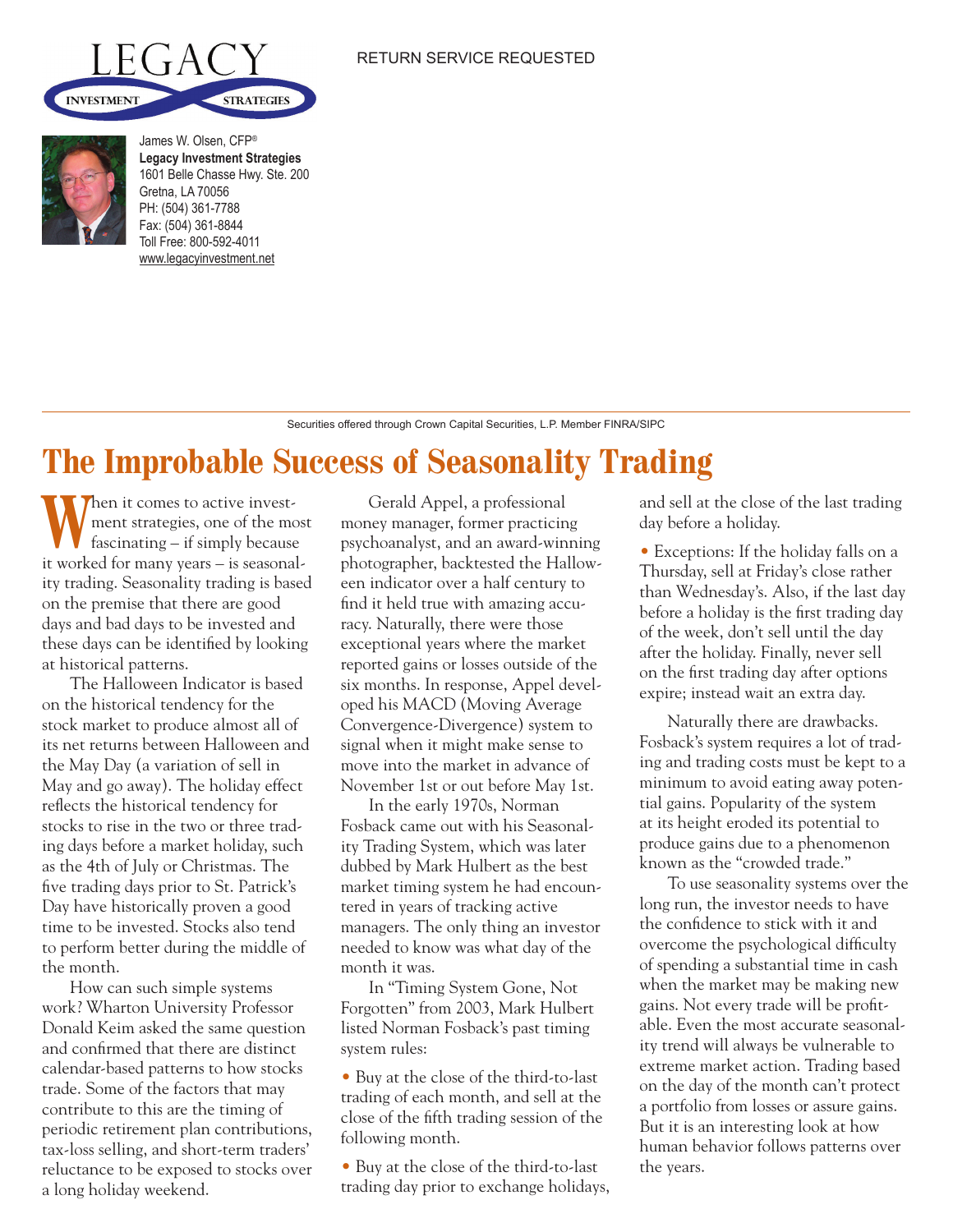LEGACY

INVESTMENT STRATEGIES

RETURN SERVICE REQUESTED

James W. Olsen, CFP®
**Legacy Investment Strategies**
1601 Belle Chasse Hwy. Ste. 200
Gretna, LA 70056
PH: (504) 361-7788
Fax: (504) 361-8844
Toll Free: 800-592-4011
www.legacyinvestment.net

Securities offered through Crown Capital Securities, L.P. Member FINRA/SIPC

# The Improbable Success of Seasonality Trading

When it comes to active investment strategies, one of the most fascinating – if simply because it worked for many years – is seasonality trading. Seasonality trading is based on the premise that there are good days and bad days to be invested and these days can be identified by looking at historical patterns.

The Halloween Indicator is based on the historical tendency for the stock market to produce almost all of its net returns between Halloween and the May Day (a variation of sell in May and go away). The holiday effect reflects the historical tendency for stocks to rise in the two or three trading days before a market holiday, such as the 4th of July or Christmas. The five trading days prior to St. Patrick's Day have historically proven a good time to be invested. Stocks also tend to perform better during the middle of the month.

How can such simple systems work? Wharton University Professor Donald Keim asked the same question and confirmed that there are distinct calendar-based patterns to how stocks trade. Some of the factors that may contribute to this are the timing of periodic retirement plan contributions, tax-loss selling, and short-term traders' reluctance to be exposed to stocks over a long holiday weekend.

Gerald Appel, a professional money manager, former practicing psychoanalyst, and an award-winning photographer, backtested the Halloween indicator over a half century to find it held true with amazing accuracy. Naturally, there were those exceptional years where the market reported gains or losses outside of the six months. In response, Appel developed his MACD (Moving Average Convergence-Divergence) system to signal when it might make sense to move into the market in advance of November 1st or out before May 1st.

In the early 1970s, Norman Fosback came out with his Seasonality Trading System, which was later dubbed by Mark Hulbert as the best market timing system he had encountered in years of tracking active managers. The only thing an investor needed to know was what day of the month it was.

In "Timing System Gone, Not Forgotten" from 2003, Mark Hulbert listed Norman Fosback's past timing system rules:

- Buy at the close of the third-to-last trading of each month, and sell at the close of the fifth trading session of the following month.
- Buy at the close of the third-to-last trading day prior to exchange holidays, and sell at the close of the last trading day before a holiday.
- Exceptions: If the holiday falls on a Thursday, sell at Friday's close rather than Wednesday's. Also, if the last day before a holiday is the first trading day of the week, don't sell until the day after the holiday. Finally, never sell on the first trading day after options expire; instead wait an extra day.

Naturally there are drawbacks. Fosback's system requires a lot of trading and trading costs must be kept to a minimum to avoid eating away potential gains. Popularity of the system at its height eroded its potential to produce gains due to a phenomenon known as the "crowded trade."

To use seasonality systems over the long run, the investor needs to have the confidence to stick with it and overcome the psychological difficulty of spending a substantial time in cash when the market may be making new gains. Not every trade will be profitable. Even the most accurate seasonality trend will always be vulnerable to extreme market action. Trading based on the day of the month can't protect a portfolio from losses or assure gains. But it is an interesting look at how human behavior follows patterns over the years.